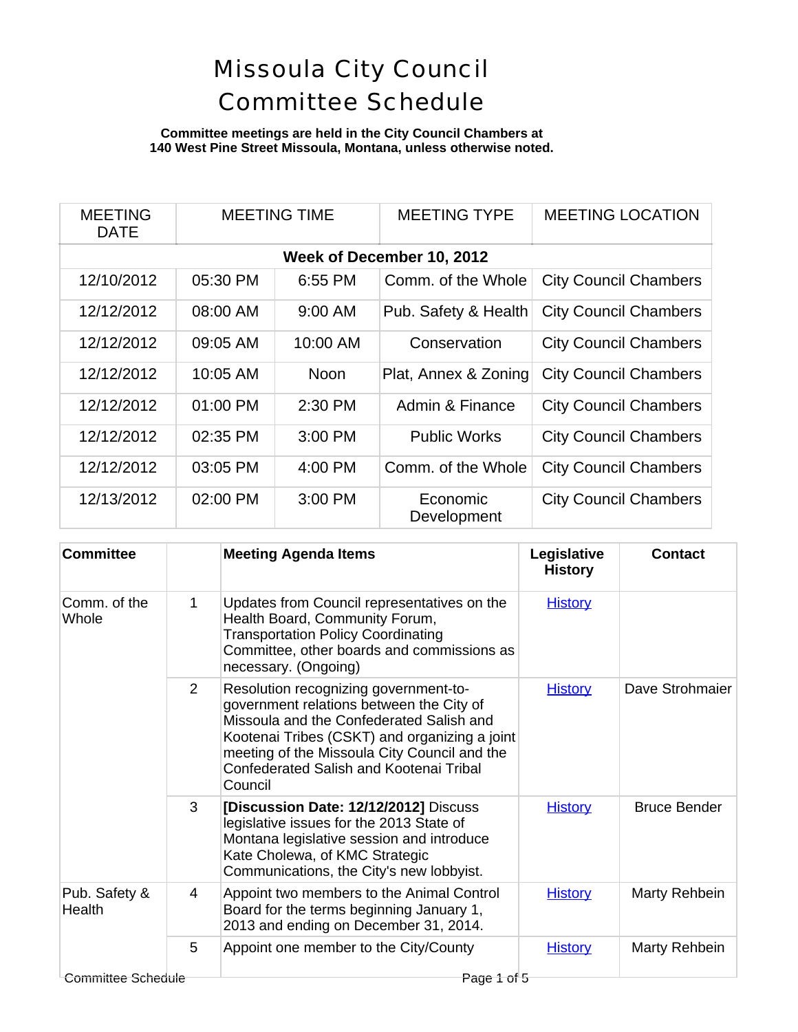# Missoula City Council Committee Schedule

**Committee meetings are held in the City Council Chambers at 140 West Pine Street Missoula, Montana, unless otherwise noted.**

| MEETING DATE | MEETING TIME | | MEETING TYPE | MEETING LOCATION |
|---|---|---|---|---|
| **Week of December 10, 2012** | | | | |
| 12/10/2012 | 05:30 PM | 6:55 PM | Comm. of the Whole | City Council Chambers |
| 12/12/2012 | 08:00 AM | 9:00 AM | Pub. Safety & Health | City Council Chambers |
| 12/12/2012 | 09:05 AM | 10:00 AM | Conservation | City Council Chambers |
| 12/12/2012 | 10:05 AM | Noon | Plat, Annex & Zoning | City Council Chambers |
| 12/12/2012 | 01:00 PM | 2:30 PM | Admin & Finance | City Council Chambers |
| 12/12/2012 | 02:35 PM | 3:00 PM | Public Works | City Council Chambers |
| 12/12/2012 | 03:05 PM | 4:00 PM | Comm. of the Whole | City Council Chambers |
| 12/13/2012 | 02:00 PM | 3:00 PM | Economic Development | City Council Chambers |

| Committee | | Meeting Agenda Items | Legislative History | Contact |
|---|---|---|---|---|
| Comm. of the Whole | 1 | Updates from Council representatives on the Health Board, Community Forum, Transportation Policy Coordinating Committee, other boards and commissions as necessary. (Ongoing) | History | |
| | 2 | Resolution recognizing government-to-government relations between the City of Missoula and the Confederated Salish and Kootenai Tribes (CSKT) and organizing a joint meeting of the Missoula City Council and the Confederated Salish and Kootenai Tribal Council | History | Dave Strohmaier |
| | 3 | **[Discussion Date: 12/12/2012]** Discuss legislative issues for the 2013 State of Montana legislative session and introduce Kate Cholewa, of KMC Strategic Communications, the City's new lobbyist. | History | Bruce Bender |
| Pub. Safety & Health | 4 | Appoint two members to the Animal Control Board for the terms beginning January 1, 2013 and ending on December 31, 2014. | History | Marty Rehbein |
| | 5 | Appoint one member to the City/County | History | Marty Rehbein |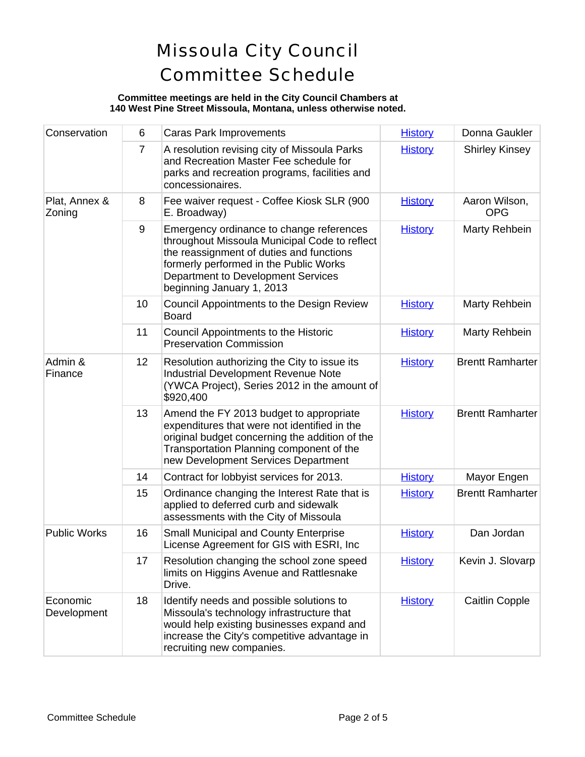# Missoula City Council Committee Schedule

**Committee meetings are held in the City Council Chambers at 140 West Pine Street Missoula, Montana, unless otherwise noted.**

| Committee | # | Item | History | Contact |
|---|---|---|---|---|
| Conservation | 6 | Caras Park Improvements | History | Donna Gaukler |
| | 7 | A resolution revising city of Missoula Parks and Recreation Master Fee schedule for parks and recreation programs, facilities and concessionaires. | History | Shirley Kinsey |
| Plat, Annex & Zoning | 8 | Fee waiver request - Coffee Kiosk SLR (900 E. Broadway) | History | Aaron Wilson, OPG |
| | 9 | Emergency ordinance to change references throughout Missoula Municipal Code to reflect the reassignment of duties and functions formerly performed in the Public Works Department to Development Services beginning January 1, 2013 | History | Marty Rehbein |
| | 10 | Council Appointments to the Design Review Board | History | Marty Rehbein |
| | 11 | Council Appointments to the Historic Preservation Commission | History | Marty Rehbein |
| Admin & Finance | 12 | Resolution authorizing the City to issue its Industrial Development Revenue Note (YWCA Project), Series 2012 in the amount of $920,400 | History | Brentt Ramharter |
| | 13 | Amend the FY 2013 budget to appropriate expenditures that were not identified in the original budget concerning the addition of the Transportation Planning component of the new Development Services Department | History | Brentt Ramharter |
| | 14 | Contract for lobbyist services for 2013. | History | Mayor Engen |
| | 15 | Ordinance changing the Interest Rate that is applied to deferred curb and sidewalk assessments with the City of Missoula | History | Brentt Ramharter |
| Public Works | 16 | Small Municipal and County Enterprise License Agreement for GIS with ESRI, Inc | History | Dan Jordan |
| | 17 | Resolution changing the school zone speed limits on Higgins Avenue and Rattlesnake Drive. | History | Kevin J. Slovarp |
| Economic Development | 18 | Identify needs and possible solutions to Missoula's technology infrastructure that would help existing businesses expand and increase the City's competitive advantage in recruiting new companies. | History | Caitlin Copple |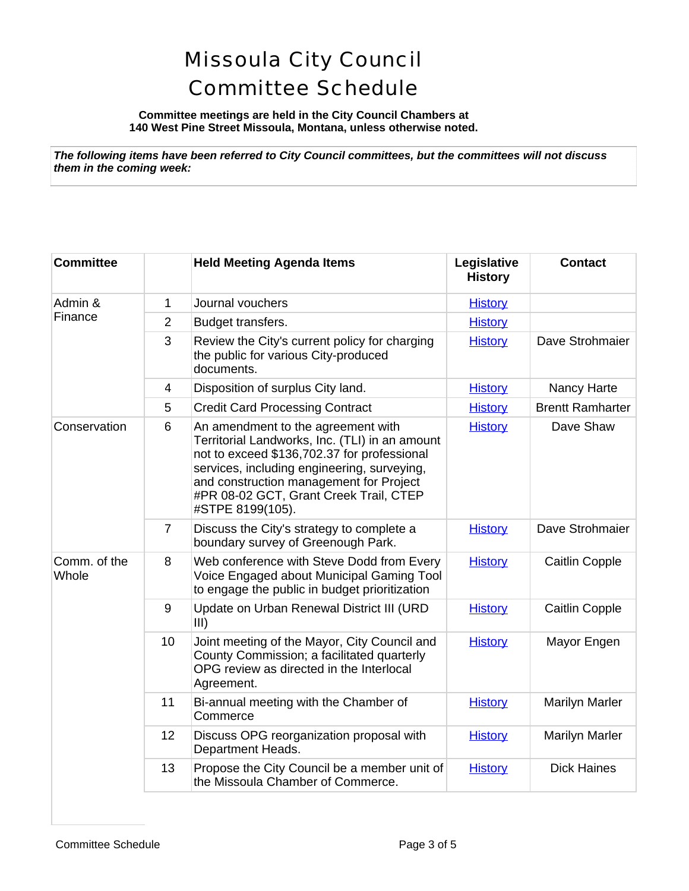# Missoula City Council Committee Schedule

**Committee meetings are held in the City Council Chambers at 140 West Pine Street Missoula, Montana, unless otherwise noted.**

***The following items have been referred to City Council committees, but the committees will not discuss them in the coming week:***

| Committee | | Held Meeting Agenda Items | Legislative History | Contact |
|---|---|---|---|---|
| Admin & Finance | 1 | Journal vouchers | History | |
| | 2 | Budget transfers. | History | |
| | 3 | Review the City's current policy for charging the public for various City-produced documents. | History | Dave Strohmaier |
| | 4 | Disposition of surplus City land. | History | Nancy Harte |
| | 5 | Credit Card Processing Contract | History | Brentt Ramharter |
| Conservation | 6 | An amendment to the agreement with Territorial Landworks, Inc. (TLI) in an amount not to exceed $136,702.37 for professional services, including engineering, surveying, and construction management for Project #PR 08-02 GCT, Grant Creek Trail, CTEP #STPE 8199(105). | History | Dave Shaw |
| | 7 | Discuss the City's strategy to complete a boundary survey of Greenough Park. | History | Dave Strohmaier |
| Comm. of the Whole | 8 | Web conference with Steve Dodd from Every Voice Engaged about Municipal Gaming Tool to engage the public in budget prioritization | History | Caitlin Copple |
| | 9 | Update on Urban Renewal District III (URD III) | History | Caitlin Copple |
| | 10 | Joint meeting of the Mayor, City Council and County Commission; a facilitated quarterly OPG review as directed in the Interlocal Agreement. | History | Mayor Engen |
| | 11 | Bi-annual meeting with the Chamber of Commerce | History | Marilyn Marler |
| | 12 | Discuss OPG reorganization proposal with Department Heads. | History | Marilyn Marler |
| | 13 | Propose the City Council be a member unit of the Missoula Chamber of Commerce. | History | Dick Haines |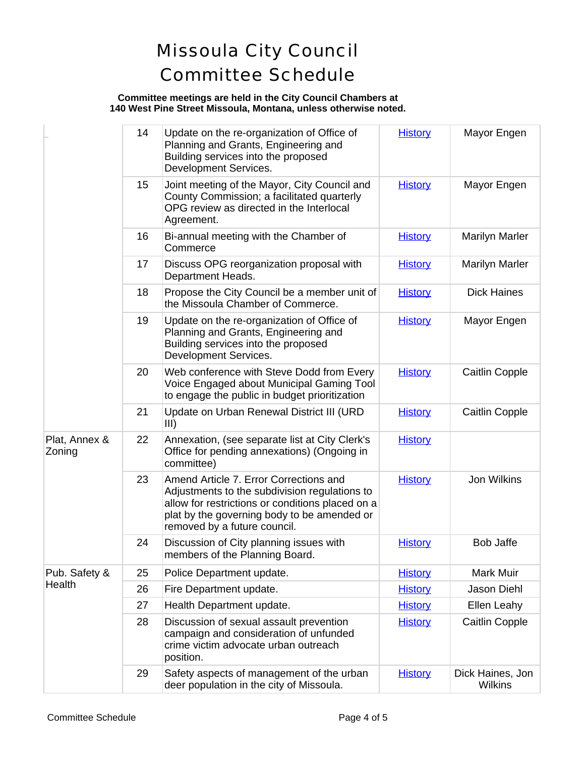# Missoula City Council Committee Schedule

**Committee meetings are held in the City Council Chambers at 140 West Pine Street Missoula, Montana, unless otherwise noted.**

| | | | | |
|---|---|---|---|---|
| | 14 | Update on the re-organization of Office of Planning and Grants, Engineering and Building services into the proposed Development Services. | History | Mayor Engen |
| | 15 | Joint meeting of the Mayor, City Council and County Commission; a facilitated quarterly OPG review as directed in the Interlocal Agreement. | History | Mayor Engen |
| | 16 | Bi-annual meeting with the Chamber of Commerce | History | Marilyn Marler |
| | 17 | Discuss OPG reorganization proposal with Department Heads. | History | Marilyn Marler |
| | 18 | Propose the City Council be a member unit of the Missoula Chamber of Commerce. | History | Dick Haines |
| | 19 | Update on the re-organization of Office of Planning and Grants, Engineering and Building services into the proposed Development Services. | History | Mayor Engen |
| | 20 | Web conference with Steve Dodd from Every Voice Engaged about Municipal Gaming Tool to engage the public in budget prioritization | History | Caitlin Copple |
| | 21 | Update on Urban Renewal District III (URD III) | History | Caitlin Copple |
| Plat, Annex & Zoning | 22 | Annexation, (see separate list at City Clerk's Office for pending annexations) (Ongoing in committee) | History | |
| | 23 | Amend Article 7. Error Corrections and Adjustments to the subdivision regulations to allow for restrictions or conditions placed on a plat by the governing body to be amended or removed by a future council. | History | Jon Wilkins |
| | 24 | Discussion of City planning issues with members of the Planning Board. | History | Bob Jaffe |
| Pub. Safety & Health | 25 | Police Department update. | History | Mark Muir |
| | 26 | Fire Department update. | History | Jason Diehl |
| | 27 | Health Department update. | History | Ellen Leahy |
| | 28 | Discussion of sexual assault prevention campaign and consideration of unfunded crime victim advocate urban outreach position. | History | Caitlin Copple |
| | 29 | Safety aspects of management of the urban deer population in the city of Missoula. | History | Dick Haines, Jon Wilkins |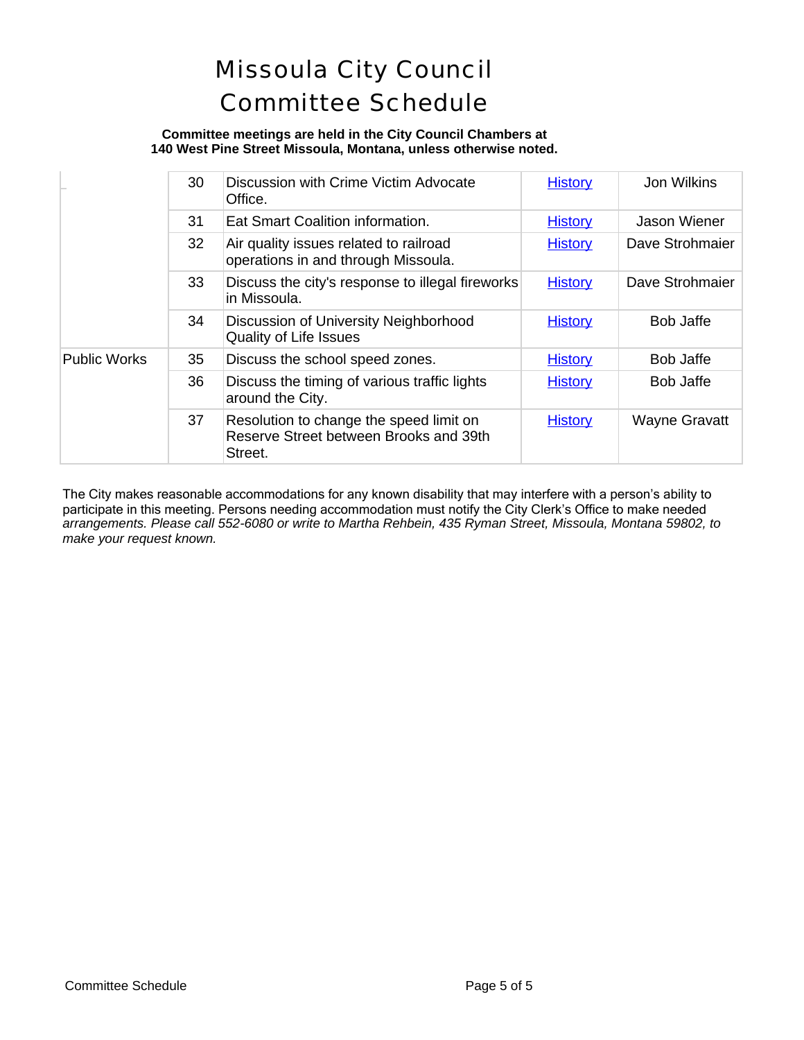# Missoula City Council Committee Schedule

**Committee meetings are held in the City Council Chambers at 140 West Pine Street Missoula, Montana, unless otherwise noted.**

| | | | | |
|---|---|---|---|---|
| | 30 | Discussion with Crime Victim Advocate Office. | History | Jon Wilkins |
| | 31 | Eat Smart Coalition information. | History | Jason Wiener |
| | 32 | Air quality issues related to railroad operations in and through Missoula. | History | Dave Strohmaier |
| | 33 | Discuss the city's response to illegal fireworks in Missoula. | History | Dave Strohmaier |
| | 34 | Discussion of University Neighborhood Quality of Life Issues | History | Bob Jaffe |
| Public Works | 35 | Discuss the school speed zones. | History | Bob Jaffe |
| | 36 | Discuss the timing of various traffic lights around the City. | History | Bob Jaffe |
| | 37 | Resolution to change the speed limit on Reserve Street between Brooks and 39th Street. | History | Wayne Gravatt |

The City makes reasonable accommodations for any known disability that may interfere with a person's ability to participate in this meeting. Persons needing accommodation must notify the City Clerk's Office to make needed *arrangements. Please call 552-6080 or write to Martha Rehbein, 435 Ryman Street, Missoula, Montana 59802, to make your request known.*